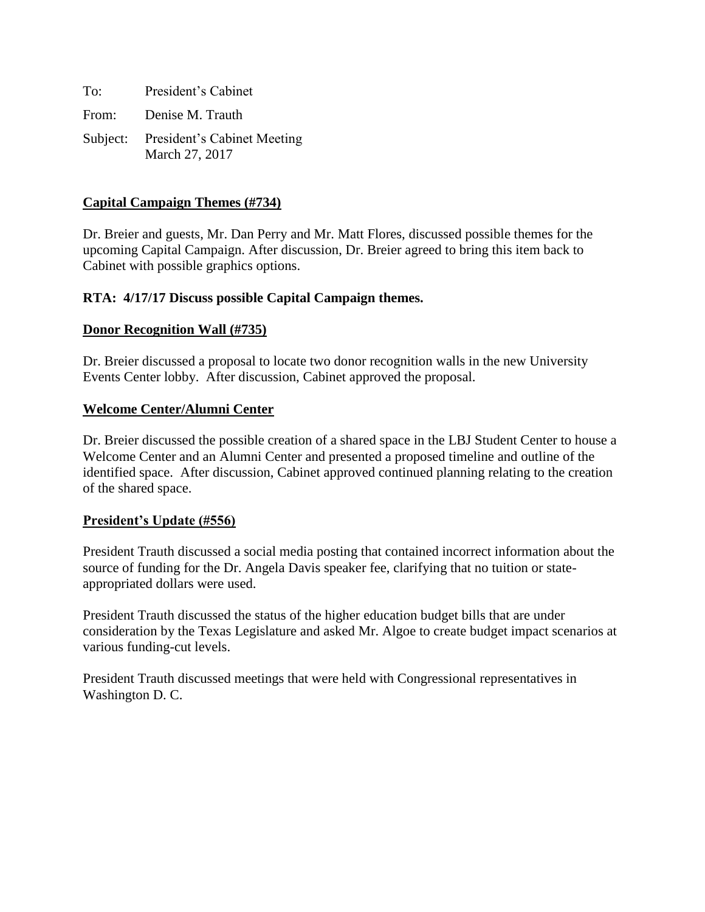To: President's Cabinet

From: Denise M. Trauth

Subject: President's Cabinet Meeting
March 27, 2017

**Capital Campaign Themes (#734)**

Dr. Breier and guests, Mr. Dan Perry and Mr. Matt Flores, discussed possible themes for the upcoming Capital Campaign. After discussion, Dr. Breier agreed to bring this item back to Cabinet with possible graphics options.

**RTA: 4/17/17 Discuss possible Capital Campaign themes.**

**Donor Recognition Wall (#735)**

Dr. Breier discussed a proposal to locate two donor recognition walls in the new University Events Center lobby. After discussion, Cabinet approved the proposal.

**Welcome Center/Alumni Center**

Dr. Breier discussed the possible creation of a shared space in the LBJ Student Center to house a Welcome Center and an Alumni Center and presented a proposed timeline and outline of the identified space. After discussion, Cabinet approved continued planning relating to the creation of the shared space.

**President's Update (#556)**

President Trauth discussed a social media posting that contained incorrect information about the source of funding for the Dr. Angela Davis speaker fee, clarifying that no tuition or state-appropriated dollars were used.

President Trauth discussed the status of the higher education budget bills that are under consideration by the Texas Legislature and asked Mr. Algoe to create budget impact scenarios at various funding-cut levels.

President Trauth discussed meetings that were held with Congressional representatives in Washington D. C.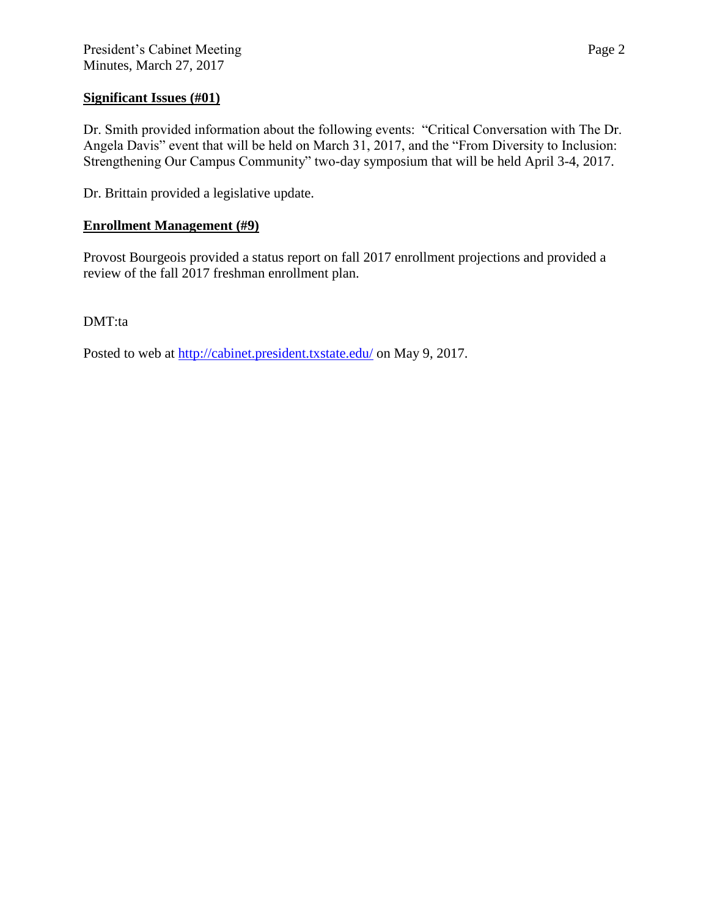## Significant Issues (#01)

Dr. Smith provided information about the following events: "Critical Conversation with The Dr. Angela Davis" event that will be held on March 31, 2017, and the "From Diversity to Inclusion: Strengthening Our Campus Community" two-day symposium that will be held April 3-4, 2017.

Dr. Brittain provided a legislative update.

## Enrollment Management (#9)

Provost Bourgeois provided a status report on fall 2017 enrollment projections and provided a review of the fall 2017 freshman enrollment plan.

DMT:ta

Posted to web at [http://cabinet.president.txstate.edu/](http://cabinet.president.txstate.edu/) on May 9, 2017.